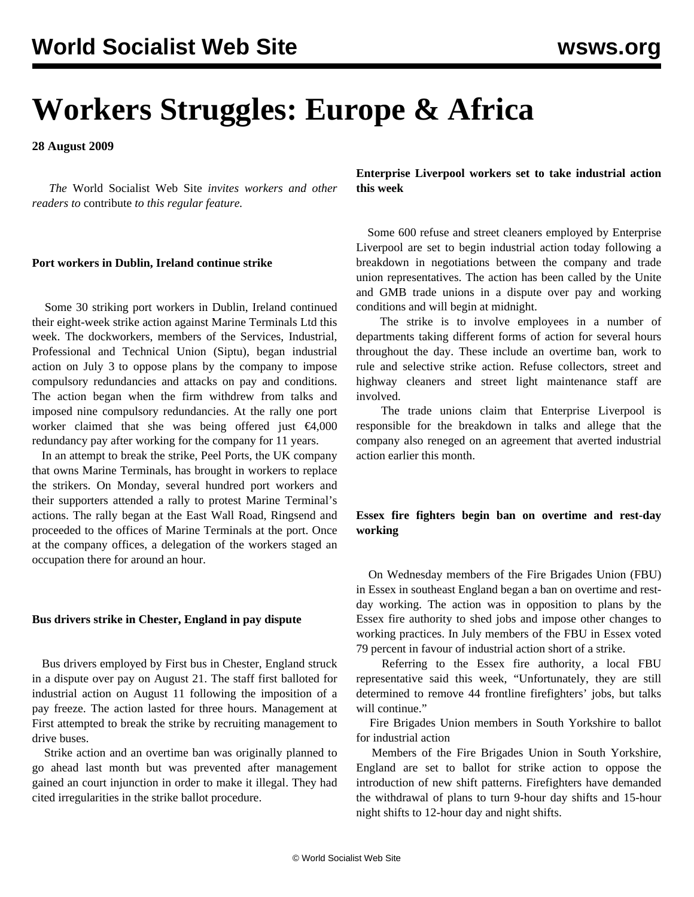# Workers Struggles: Europe & Africa

**28 August 2009**

*The* World Socialist Web Site *invites workers and other readers to* contribute *to this regular feature.*

### Port workers in Dublin, Ireland continue strike

Some 30 striking port workers in Dublin, Ireland continued their eight-week strike action against Marine Terminals Ltd this week. The dockworkers, members of the Services, Industrial, Professional and Technical Union (Siptu), began industrial action on July 3 to oppose plans by the company to impose compulsory redundancies and attacks on pay and conditions. The action began when the firm withdrew from talks and imposed nine compulsory redundancies. At the rally one port worker claimed that she was being offered just €4,000 redundancy pay after working for the company for 11 years.

In an attempt to break the strike, Peel Ports, the UK company that owns Marine Terminals, has brought in workers to replace the strikers. On Monday, several hundred port workers and their supporters attended a rally to protest Marine Terminal's actions. The rally began at the East Wall Road, Ringsend and proceeded to the offices of Marine Terminals at the port. Once at the company offices, a delegation of the workers staged an occupation there for around an hour.

### Bus drivers strike in Chester, England in pay dispute

Bus drivers employed by First bus in Chester, England struck in a dispute over pay on August 21. The staff first balloted for industrial action on August 11 following the imposition of a pay freeze. The action lasted for three hours. Management at First attempted to break the strike by recruiting management to drive buses.

Strike action and an overtime ban was originally planned to go ahead last month but was prevented after management gained an court injunction in order to make it illegal. They had cited irregularities in the strike ballot procedure.

### Enterprise Liverpool workers set to take industrial action this week

Some 600 refuse and street cleaners employed by Enterprise Liverpool are set to begin industrial action today following a breakdown in negotiations between the company and trade union representatives. The action has been called by the Unite and GMB trade unions in a dispute over pay and working conditions and will begin at midnight.

The strike is to involve employees in a number of departments taking different forms of action for several hours throughout the day. These include an overtime ban, work to rule and selective strike action. Refuse collectors, street and highway cleaners and street light maintenance staff are involved.

The trade unions claim that Enterprise Liverpool is responsible for the breakdown in talks and allege that the company also reneged on an agreement that averted industrial action earlier this month.

### Essex fire fighters begin ban on overtime and rest-day working

On Wednesday members of the Fire Brigades Union (FBU) in Essex in southeast England began a ban on overtime and rest-day working. The action was in opposition to plans by the Essex fire authority to shed jobs and impose other changes to working practices. In July members of the FBU in Essex voted 79 percent in favour of industrial action short of a strike.

Referring to the Essex fire authority, a local FBU representative said this week, "Unfortunately, they are still determined to remove 44 frontline firefighters' jobs, but talks will continue."

Fire Brigades Union members in South Yorkshire to ballot for industrial action

Members of the Fire Brigades Union in South Yorkshire, England are set to ballot for strike action to oppose the introduction of new shift patterns. Firefighters have demanded the withdrawal of plans to turn 9-hour day shifts and 15-hour night shifts to 12-hour day and night shifts.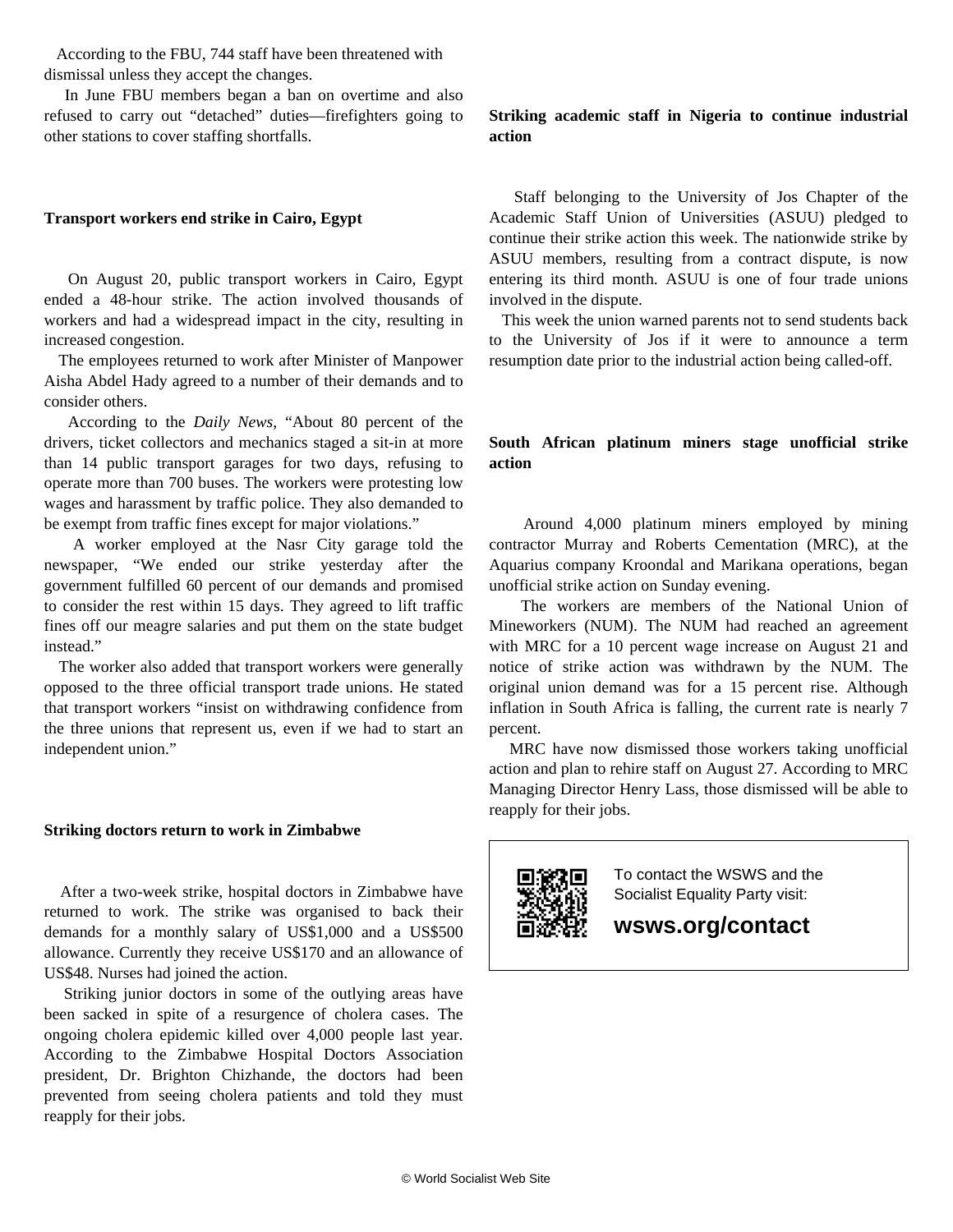According to the FBU, 744 staff have been threatened with dismissal unless they accept the changes.

In June FBU members began a ban on overtime and also refused to carry out "detached" duties—firefighters going to other stations to cover staffing shortfalls.

**Transport workers end strike in Cairo, Egypt**

On August 20, public transport workers in Cairo, Egypt ended a 48-hour strike. The action involved thousands of workers and had a widespread impact in the city, resulting in increased congestion.

The employees returned to work after Minister of Manpower Aisha Abdel Hady agreed to a number of their demands and to consider others.

According to the *Daily News*, "About 80 percent of the drivers, ticket collectors and mechanics staged a sit-in at more than 14 public transport garages for two days, refusing to operate more than 700 buses. The workers were protesting low wages and harassment by traffic police. They also demanded to be exempt from traffic fines except for major violations."

A worker employed at the Nasr City garage told the newspaper, "We ended our strike yesterday after the government fulfilled 60 percent of our demands and promised to consider the rest within 15 days. They agreed to lift traffic fines off our meagre salaries and put them on the state budget instead."

The worker also added that transport workers were generally opposed to the three official transport trade unions. He stated that transport workers "insist on withdrawing confidence from the three unions that represent us, even if we had to start an independent union."

**Striking doctors return to work in Zimbabwe**

After a two-week strike, hospital doctors in Zimbabwe have returned to work. The strike was organised to back their demands for a monthly salary of US$1,000 and a US$500 allowance. Currently they receive US$170 and an allowance of US$48. Nurses had joined the action.

Striking junior doctors in some of the outlying areas have been sacked in spite of a resurgence of cholera cases. The ongoing cholera epidemic killed over 4,000 people last year. According to the Zimbabwe Hospital Doctors Association president, Dr. Brighton Chizhande, the doctors had been prevented from seeing cholera patients and told they must reapply for their jobs.

**Striking academic staff in Nigeria to continue industrial action**

Staff belonging to the University of Jos Chapter of the Academic Staff Union of Universities (ASUU) pledged to continue their strike action this week. The nationwide strike by ASUU members, resulting from a contract dispute, is now entering its third month. ASUU is one of four trade unions involved in the dispute.

This week the union warned parents not to send students back to the University of Jos if it were to announce a term resumption date prior to the industrial action being called-off.

**South African platinum miners stage unofficial strike action**

Around 4,000 platinum miners employed by mining contractor Murray and Roberts Cementation (MRC), at the Aquarius company Kroondal and Marikana operations, began unofficial strike action on Sunday evening.

The workers are members of the National Union of Mineworkers (NUM). The NUM had reached an agreement with MRC for a 10 percent wage increase on August 21 and notice of strike action was withdrawn by the NUM. The original union demand was for a 15 percent rise. Although inflation in South Africa is falling, the current rate is nearly 7 percent.

MRC have now dismissed those workers taking unofficial action and plan to rehire staff on August 27. According to MRC Managing Director Henry Lass, those dismissed will be able to reapply for their jobs.

To contact the WSWS and the Socialist Equality Party visit:

**wsws.org/contact**